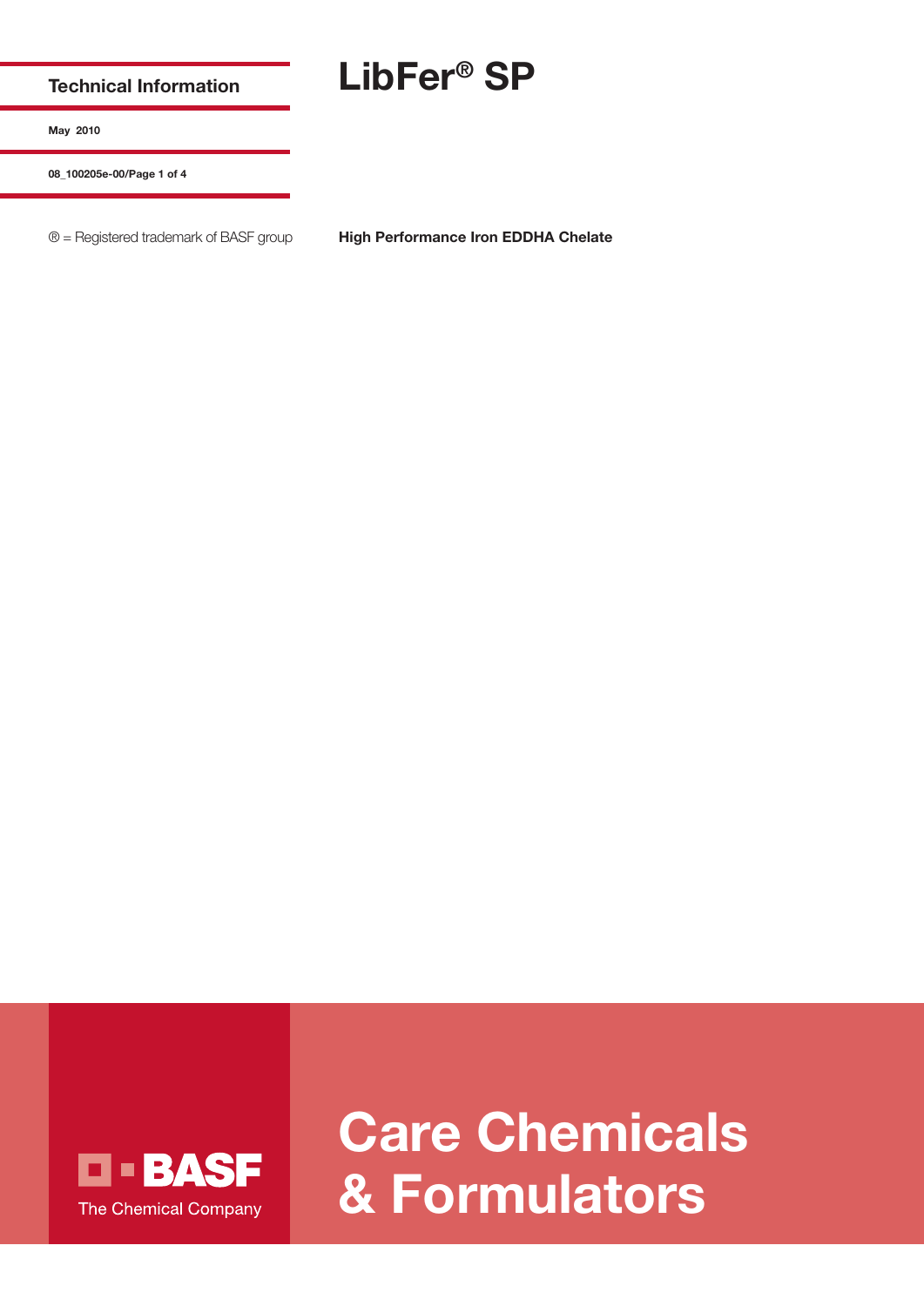Technical Information

May 2010

08_100205e-00

® = Registered trademark of BASF group

# LibFer® SP

**High Performance Iron EDDHA Chelate**

BASF

The Chemical Company

# Care Chemicals & Formulators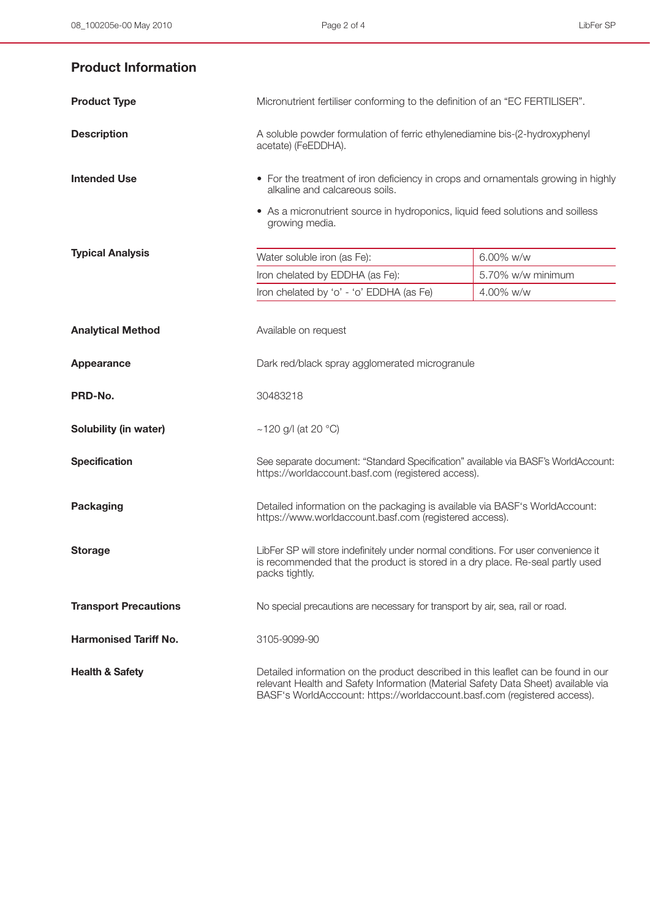## Product Information

**Product Type**

Micronutrient fertiliser conforming to the definition of an “EC FERTILISER”.

**Description**

A soluble powder formulation of ferric ethylenediamine bis-(2-hydroxyphenyl acetate) (FeEDDHA).

**Intended Use**

- For the treatment of iron deficiency in crops and ornamentals growing in highly alkaline and calcareous soils.
- As a micronutrient source in hydroponics, liquid feed solutions and soilless growing media.

**Typical Analysis**

| | |
|---|---|
| Water soluble iron (as Fe): | 6.00% w/w |
| Iron chelated by EDDHA (as Fe): | 5.70% w/w minimum |
| Iron chelated by ‘o’ - ‘o’ EDDHA (as Fe) | 4.00% w/w |

**Analytical Method**

Available on request

**Appearance**

Dark red/black spray agglomerated microgranule

**PRD-No.**

30483218

**Solubility (in water)**

~120 g/l (at 20 °C)

**Specification**

See separate document: “Standard Specification” available via BASF’s WorldAccount: https://worldaccount.basf.com (registered access).

**Packaging**

Detailed information on the packaging is available via BASF‘s WorldAccount: https://www.worldaccount.basf.com (registered access).

**Storage**

LibFer SP will store indefinitely under normal conditions. For user convenience it is recommended that the product is stored in a dry place. Re-seal partly used packs tightly.

**Transport Precautions**

No special precautions are necessary for transport by air, sea, rail or road.

**Harmonised Tariff No.**

3105-9099-90

**Health & Safety**

Detailed information on the product described in this leaflet can be found in our relevant Health and Safety Information (Material Safety Data Sheet) available via BASF‘s WorldAcccount: https://worldaccount.basf.com (registered access).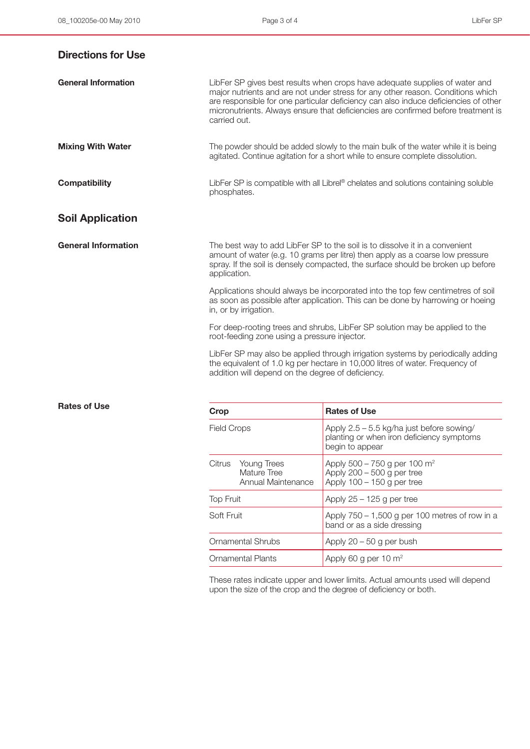## Directions for Use

### General Information

LibFer SP gives best results when crops have adequate supplies of water and major nutrients and are not under stress for any other reason. Conditions which are responsible for one particular deficiency can also induce deficiencies of other micronutrients. Always ensure that deficiencies are confirmed before treatment is carried out.

### Mixing With Water

The powder should be added slowly to the main bulk of the water while it is being agitated. Continue agitation for a short while to ensure complete dissolution.

### Compatibility

LibFer SP is compatible with all Librel® chelates and solutions containing soluble phosphates.

## Soil Application

### General Information

The best way to add LibFer SP to the soil is to dissolve it in a convenient amount of water (e.g. 10 grams per litre) then apply as a coarse low pressure spray. If the soil is densely compacted, the surface should be broken up before application.

Applications should always be incorporated into the top few centimetres of soil as soon as possible after application. This can be done by harrowing or hoeing in, or by irrigation.

For deep-rooting trees and shrubs, LibFer SP solution may be applied to the root-feeding zone using a pressure injector.

LibFer SP may also be applied through irrigation systems by periodically adding the equivalent of 1.0 kg per hectare in 10,000 litres of water. Frequency of addition will depend on the degree of deficiency.

### Rates of Use

| Crop | Rates of Use |
|---|---|
| Field Crops | Apply 2.5 – 5.5 kg/ha just before sowing/ planting or when iron deficiency symptoms begin to appear |
| Citrus – Young Trees | Apply 500 – 750 g per 100 $m^2$ |
| Citrus – Mature Tree | Apply 200 – 500 g per tree |
| Citrus – Annual Maintenance | Apply 100 – 150 g per tree |
| Top Fruit | Apply 25 – 125 g per tree |
| Soft Fruit | Apply 750 – 1,500 g per 100 metres of row in a band or as a side dressing |
| Ornamental Shrubs | Apply 20 – 50 g per bush |
| Ornamental Plants | Apply 60 g per 10 $m^2$ |

These rates indicate upper and lower limits. Actual amounts used will depend upon the size of the crop and the degree of deficiency or both.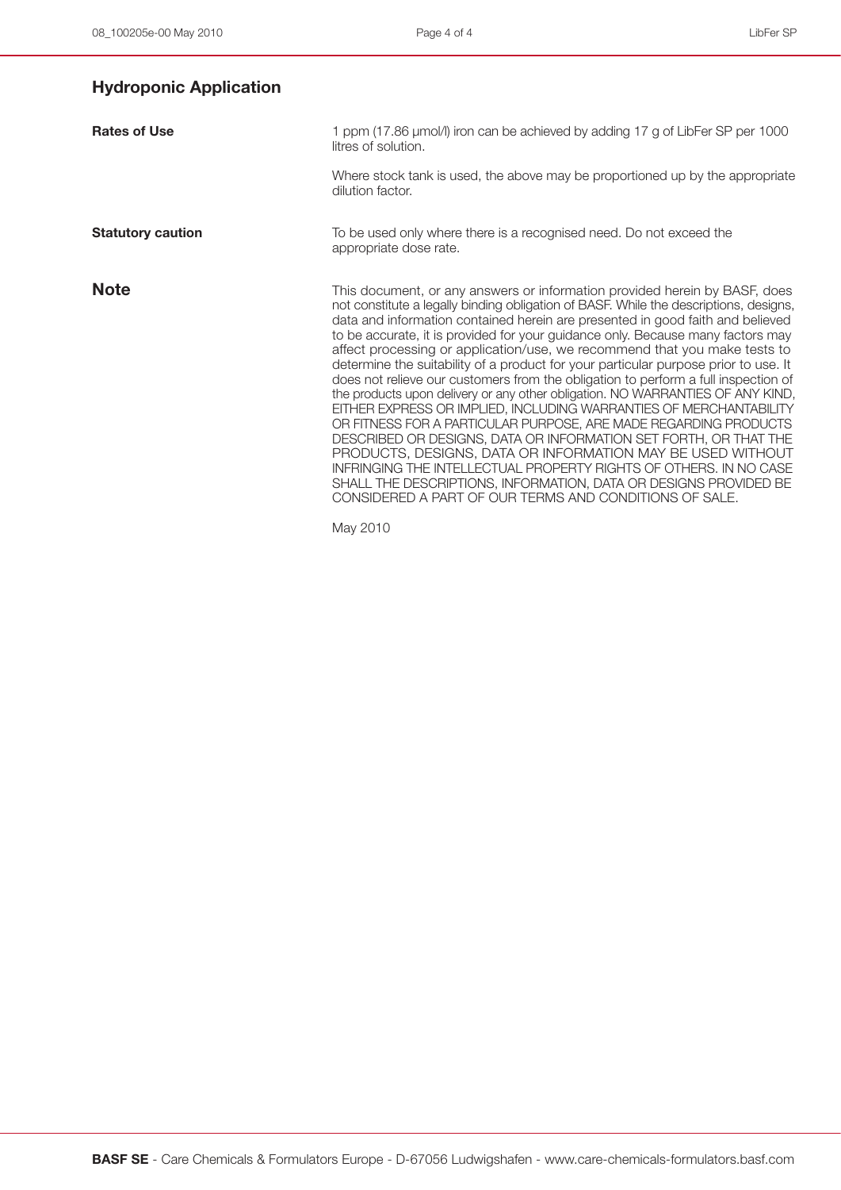## Hydroponic Application

**Rates of Use**

1 ppm (17.86 μmol/l) iron can be achieved by adding 17 g of LibFer SP per 1000 litres of solution.

Where stock tank is used, the above may be proportioned up by the appropriate dilution factor.

**Statutory caution**

To be used only where there is a recognised need. Do not exceed the appropriate dose rate.

## Note

This document, or any answers or information provided herein by BASF, does not constitute a legally binding obligation of BASF. While the descriptions, designs, data and information contained herein are presented in good faith and believed to be accurate, it is provided for your guidance only. Because many factors may affect processing or application/use, we recommend that you make tests to determine the suitability of a product for your particular purpose prior to use. It does not relieve our customers from the obligation to perform a full inspection of the products upon delivery or any other obligation. NO WARRANTIES OF ANY KIND, EITHER EXPRESS OR IMPLIED, INCLUDING WARRANTIES OF MERCHANTABILITY OR FITNESS FOR A PARTICULAR PURPOSE, ARE MADE REGARDING PRODUCTS DESCRIBED OR DESIGNS, DATA OR INFORMATION SET FORTH, OR THAT THE PRODUCTS, DESIGNS, DATA OR INFORMATION MAY BE USED WITHOUT INFRINGING THE INTELLECTUAL PROPERTY RIGHTS OF OTHERS. IN NO CASE SHALL THE DESCRIPTIONS, INFORMATION, DATA OR DESIGNS PROVIDED BE CONSIDERED A PART OF OUR TERMS AND CONDITIONS OF SALE.

May 2010

**BASF SE** - Care Chemicals & Formulators Europe - D-67056 Ludwigshafen - www.care-chemicals-formulators.basf.com